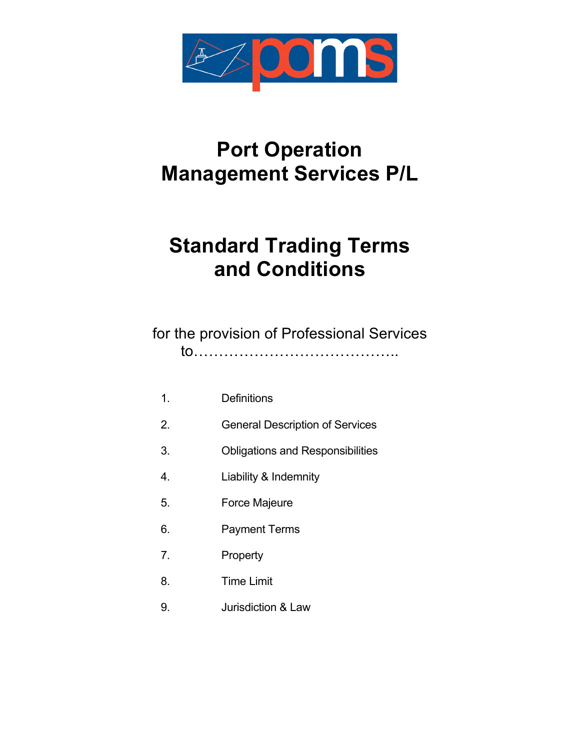poms

# Port Operation Management Services P/L

# Standard Trading Terms and Conditions

for the provision of Professional Services to…………………………………..

1. Definitions
2. General Description of Services
3. Obligations and Responsibilities
4. Liability & Indemnity
5. Force Majeure
6. Payment Terms
7. Property
8. Time Limit
9. Jurisdiction & Law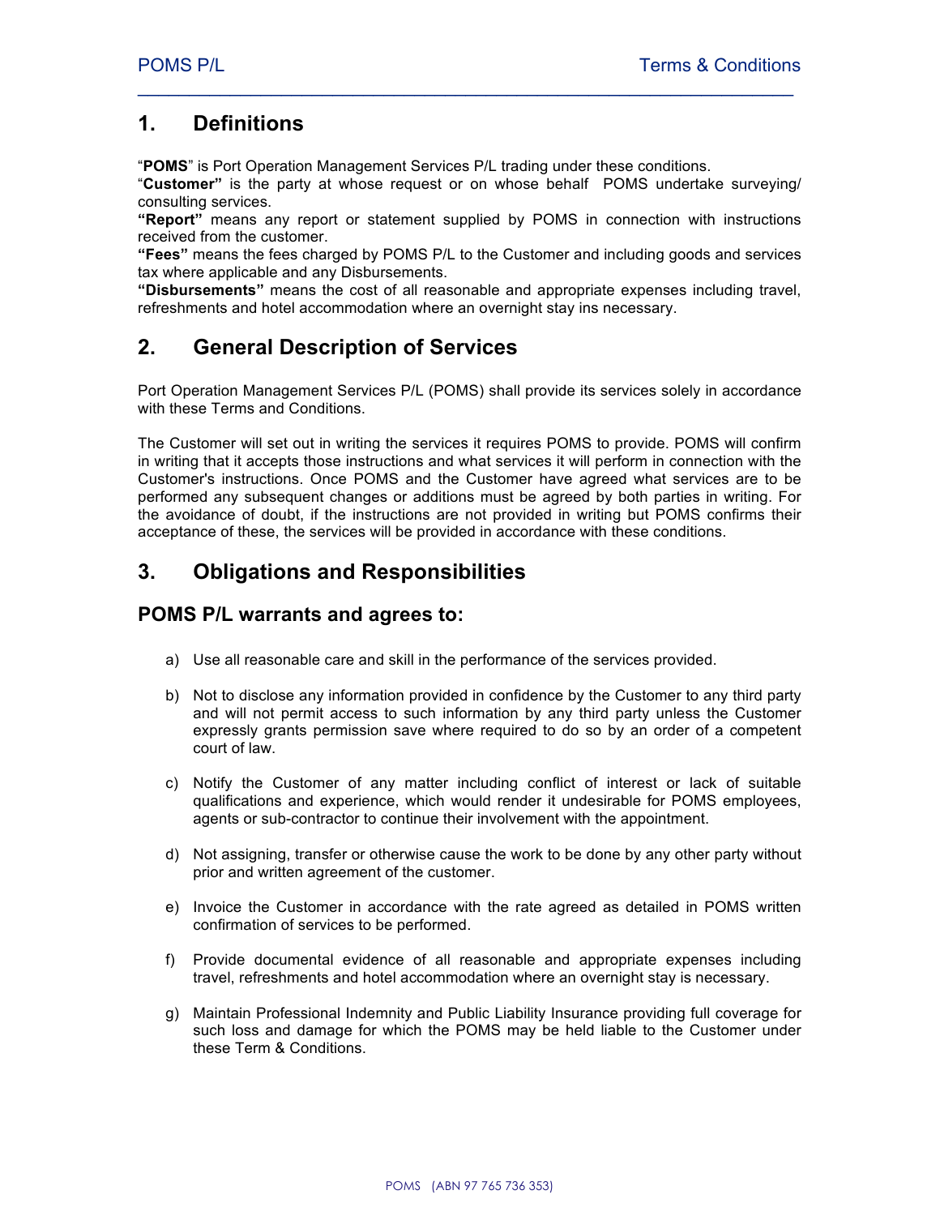## 1. Definitions

"**POMS**" is Port Operation Management Services P/L trading under these conditions.
"**Customer"** is the party at whose request or on whose behalf POMS undertake surveying/ consulting services.
**"Report"** means any report or statement supplied by POMS in connection with instructions received from the customer.
**"Fees"** means the fees charged by POMS P/L to the Customer and including goods and services tax where applicable and any Disbursements.
**"Disbursements"** means the cost of all reasonable and appropriate expenses including travel, refreshments and hotel accommodation where an overnight stay ins necessary.

## 2. General Description of Services

Port Operation Management Services P/L (POMS) shall provide its services solely in accordance with these Terms and Conditions.

The Customer will set out in writing the services it requires POMS to provide. POMS will confirm in writing that it accepts those instructions and what services it will perform in connection with the Customer's instructions. Once POMS and the Customer have agreed what services are to be performed any subsequent changes or additions must be agreed by both parties in writing. For the avoidance of doubt, if the instructions are not provided in writing but POMS confirms their acceptance of these, the services will be provided in accordance with these conditions.

## 3. Obligations and Responsibilities

### POMS P/L warrants and agrees to:

a) Use all reasonable care and skill in the performance of the services provided.

b) Not to disclose any information provided in confidence by the Customer to any third party and will not permit access to such information by any third party unless the Customer expressly grants permission save where required to do so by an order of a competent court of law.

c) Notify the Customer of any matter including conflict of interest or lack of suitable qualifications and experience, which would render it undesirable for POMS employees, agents or sub-contractor to continue their involvement with the appointment.

d) Not assigning, transfer or otherwise cause the work to be done by any other party without prior and written agreement of the customer.

e) Invoice the Customer in accordance with the rate agreed as detailed in POMS written confirmation of services to be performed.

f) Provide documental evidence of all reasonable and appropriate expenses including travel, refreshments and hotel accommodation where an overnight stay is necessary.

g) Maintain Professional Indemnity and Public Liability Insurance providing full coverage for such loss and damage for which the POMS may be held liable to the Customer under these Term & Conditions.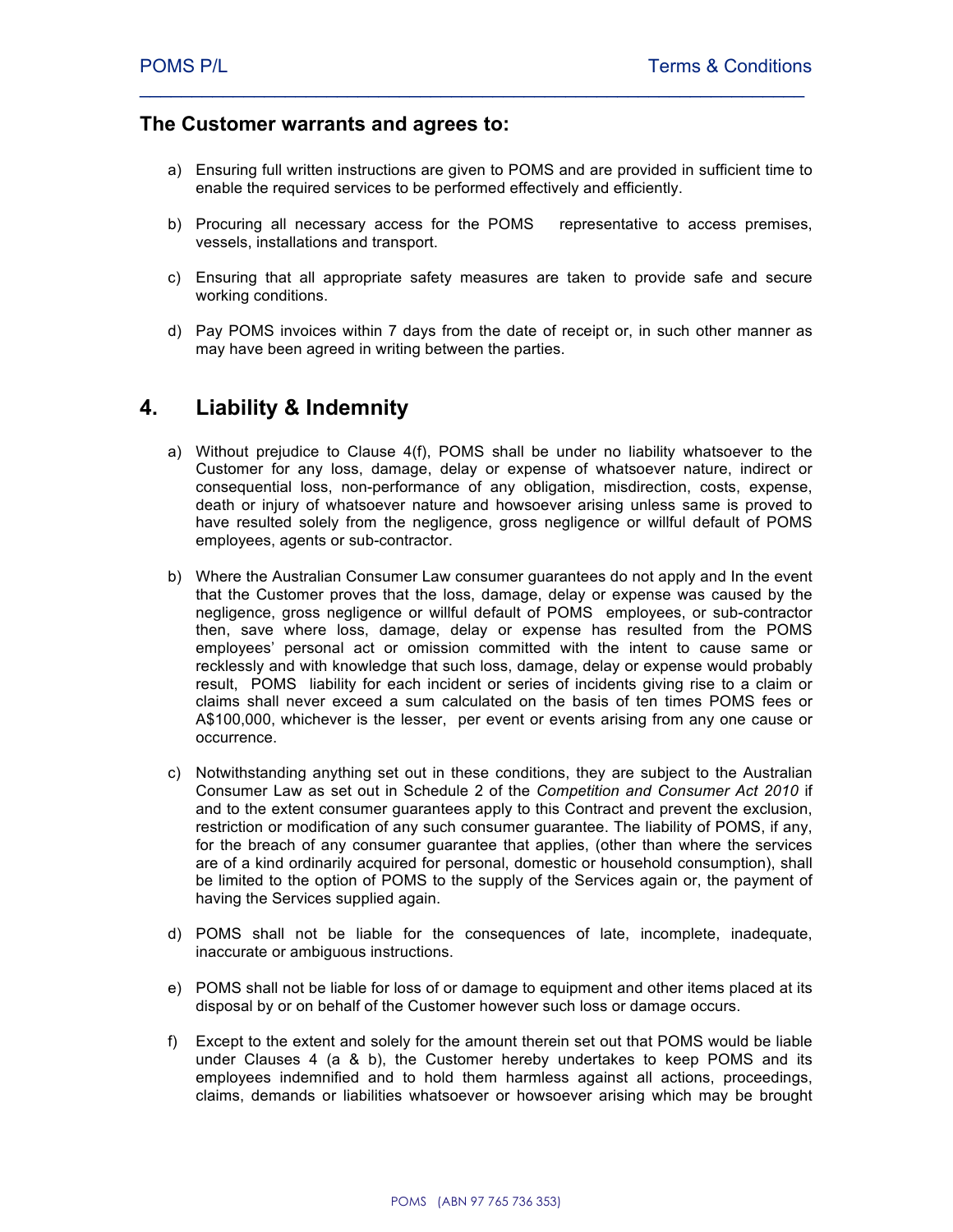### The Customer warrants and agrees to:

a) Ensuring full written instructions are given to POMS and are provided in sufficient time to enable the required services to be performed effectively and efficiently.

b) Procuring all necessary access for the POMS representative to access premises, vessels, installations and transport.

c) Ensuring that all appropriate safety measures are taken to provide safe and secure working conditions.

d) Pay POMS invoices within 7 days from the date of receipt or, in such other manner as may have been agreed in writing between the parties.

## 4. Liability & Indemnity

a) Without prejudice to Clause 4(f), POMS shall be under no liability whatsoever to the Customer for any loss, damage, delay or expense of whatsoever nature, indirect or consequential loss, non-performance of any obligation, misdirection, costs, expense, death or injury of whatsoever nature and howsoever arising unless same is proved to have resulted solely from the negligence, gross negligence or willful default of POMS employees, agents or sub-contractor.

b) Where the Australian Consumer Law consumer guarantees do not apply and In the event that the Customer proves that the loss, damage, delay or expense was caused by the negligence, gross negligence or willful default of POMS employees, or sub-contractor then, save where loss, damage, delay or expense has resulted from the POMS employees' personal act or omission committed with the intent to cause same or recklessly and with knowledge that such loss, damage, delay or expense would probably result, POMS liability for each incident or series of incidents giving rise to a claim or claims shall never exceed a sum calculated on the basis of ten times POMS fees or A$100,000, whichever is the lesser, per event or events arising from any one cause or occurrence.

c) Notwithstanding anything set out in these conditions, they are subject to the Australian Consumer Law as set out in Schedule 2 of the *Competition and Consumer Act 2010* if and to the extent consumer guarantees apply to this Contract and prevent the exclusion, restriction or modification of any such consumer guarantee. The liability of POMS, if any, for the breach of any consumer guarantee that applies, (other than where the services are of a kind ordinarily acquired for personal, domestic or household consumption), shall be limited to the option of POMS to the supply of the Services again or, the payment of having the Services supplied again.

d) POMS shall not be liable for the consequences of late, incomplete, inadequate, inaccurate or ambiguous instructions.

e) POMS shall not be liable for loss of or damage to equipment and other items placed at its disposal by or on behalf of the Customer however such loss or damage occurs.

f) Except to the extent and solely for the amount therein set out that POMS would be liable under Clauses 4 (a & b), the Customer hereby undertakes to keep POMS and its employees indemnified and to hold them harmless against all actions, proceedings, claims, demands or liabilities whatsoever or howsoever arising which may be brought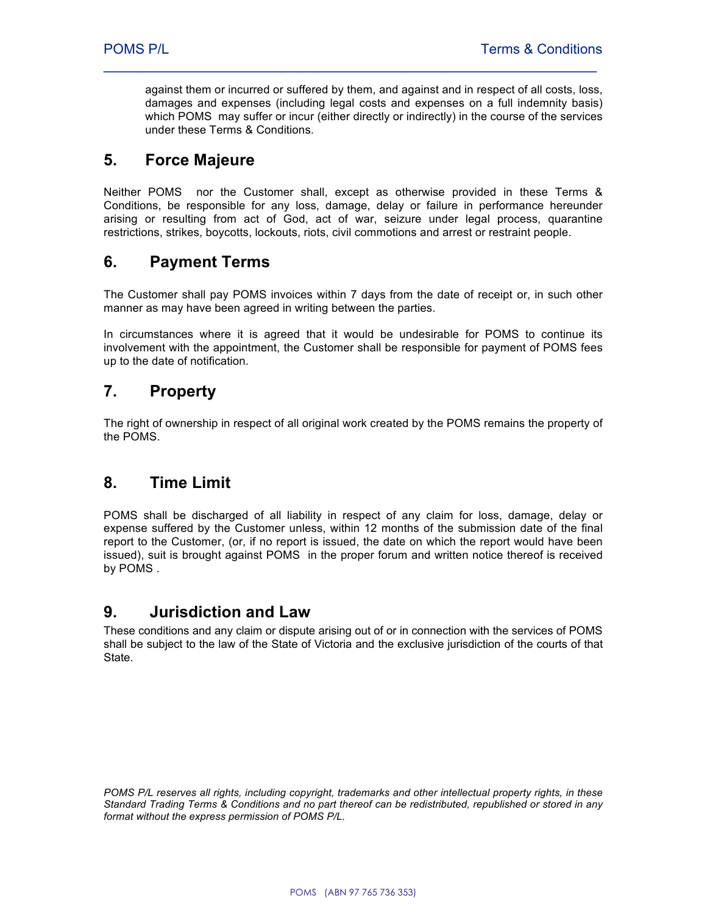against them or incurred or suffered by them, and against and in respect of all costs, loss, damages and expenses (including legal costs and expenses on a full indemnity basis) which POMS may suffer or incur (either directly or indirectly) in the course of the services under these Terms & Conditions.

## 5. Force Majeure

Neither POMS nor the Customer shall, except as otherwise provided in these Terms & Conditions, be responsible for any loss, damage, delay or failure in performance hereunder arising or resulting from act of God, act of war, seizure under legal process, quarantine restrictions, strikes, boycotts, lockouts, riots, civil commotions and arrest or restraint people.

## 6. Payment Terms

The Customer shall pay POMS invoices within 7 days from the date of receipt or, in such other manner as may have been agreed in writing between the parties.

In circumstances where it is agreed that it would be undesirable for POMS to continue its involvement with the appointment, the Customer shall be responsible for payment of POMS fees up to the date of notification.

## 7. Property

The right of ownership in respect of all original work created by the POMS remains the property of the POMS.

## 8. Time Limit

POMS shall be discharged of all liability in respect of any claim for loss, damage, delay or expense suffered by the Customer unless, within 12 months of the submission date of the final report to the Customer, (or, if no report is issued, the date on which the report would have been issued), suit is brought against POMS in the proper forum and written notice thereof is received by POMS .

## 9. Jurisdiction and Law

These conditions and any claim or dispute arising out of or in connection with the services of POMS shall be subject to the law of the State of Victoria and the exclusive jurisdiction of the courts of that State.

*POMS P/L reserves all rights, including copyright, trademarks and other intellectual property rights, in these Standard Trading Terms & Conditions and no part thereof can be redistributed, republished or stored in any format without the express permission of POMS P/L.*